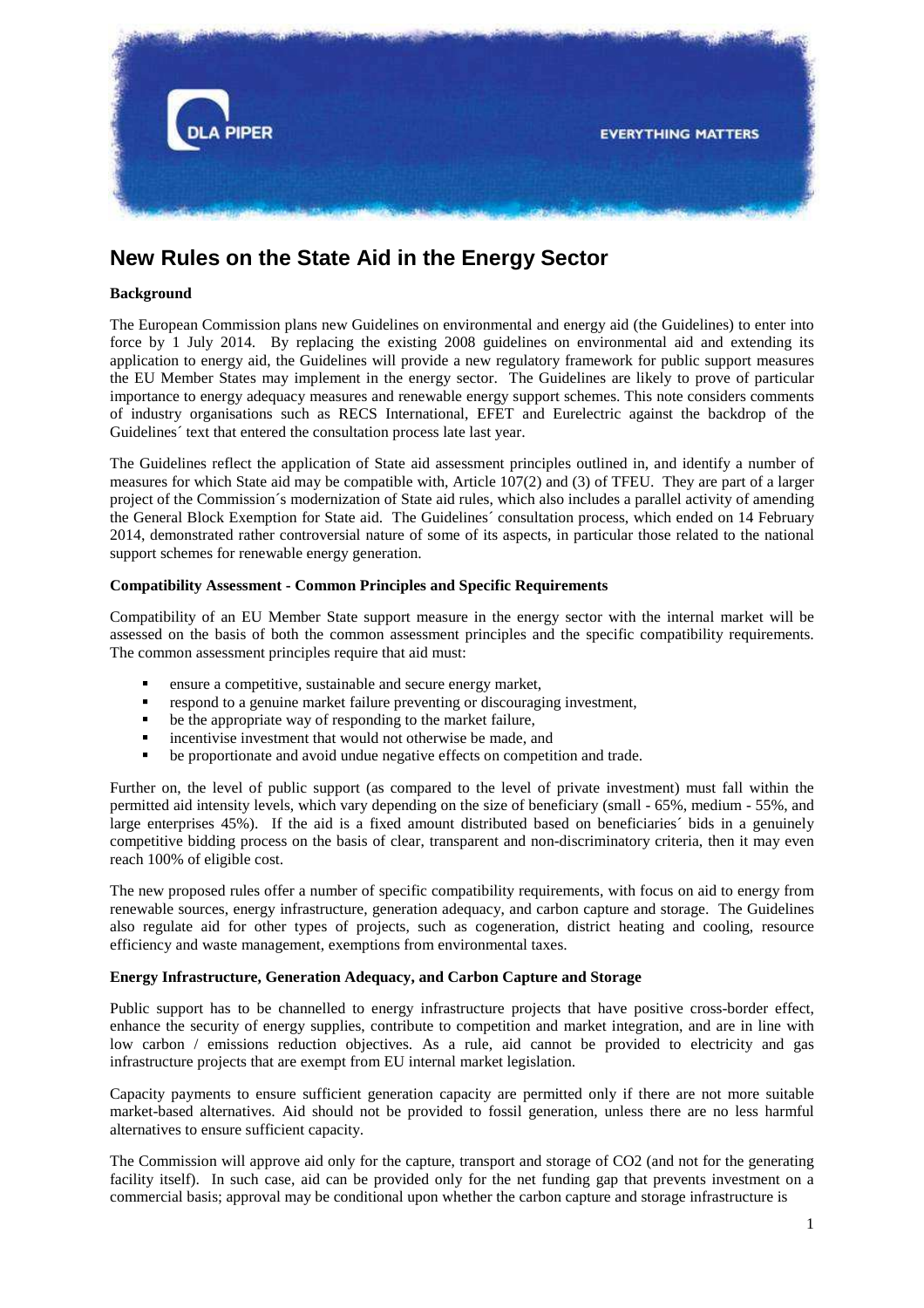# New Rules on the State Aid in the Energy Sector

**Background**

The European Commission plans new Guidelines on environmental and energy aid (the Guidelines) to enter into force by 1 July 2014. By replacing the existing 2008 guidelines on environmental aid and extending its application to energy aid, the Guidelines will provide a new regulatory framework for public support measures the EU Member States may implement in the energy sector. The Guidelines are likely to prove of particular importance to energy adequacy measures and renewable energy support schemes. This note considers comments of industry organisations such as RECS International, EFET and Eurelectric against the backdrop of the Guidelines´ text that entered the consultation process late last year.

The Guidelines reflect the application of State aid assessment principles outlined in, and identify a number of measures for which State aid may be compatible with, Article 107(2) and (3) of TFEU. They are part of a larger project of the Commission´s modernization of State aid rules, which also includes a parallel activity of amending the General Block Exemption for State aid. The Guidelines´ consultation process, which ended on 14 February 2014, demonstrated rather controversial nature of some of its aspects, in particular those related to the national support schemes for renewable energy generation.

**Compatibility Assessment - Common Principles and Specific Requirements**

Compatibility of an EU Member State support measure in the energy sector with the internal market will be assessed on the basis of both the common assessment principles and the specific compatibility requirements. The common assessment principles require that aid must:

- ensure a competitive, sustainable and secure energy market,
- respond to a genuine market failure preventing or discouraging investment,
- be the appropriate way of responding to the market failure,
- incentivise investment that would not otherwise be made, and
- be proportionate and avoid undue negative effects on competition and trade.

Further on, the level of public support (as compared to the level of private investment) must fall within the permitted aid intensity levels, which vary depending on the size of beneficiary (small - 65%, medium - 55%, and large enterprises 45%). If the aid is a fixed amount distributed based on beneficiaries´ bids in a genuinely competitive bidding process on the basis of clear, transparent and non-discriminatory criteria, then it may even reach 100% of eligible cost.

The new proposed rules offer a number of specific compatibility requirements, with focus on aid to energy from renewable sources, energy infrastructure, generation adequacy, and carbon capture and storage. The Guidelines also regulate aid for other types of projects, such as cogeneration, district heating and cooling, resource efficiency and waste management, exemptions from environmental taxes.

**Energy Infrastructure, Generation Adequacy, and Carbon Capture and Storage**

Public support has to be channelled to energy infrastructure projects that have positive cross-border effect, enhance the security of energy supplies, contribute to competition and market integration, and are in line with low carbon / emissions reduction objectives. As a rule, aid cannot be provided to electricity and gas infrastructure projects that are exempt from EU internal market legislation.

Capacity payments to ensure sufficient generation capacity are permitted only if there are not more suitable market-based alternatives. Aid should not be provided to fossil generation, unless there are no less harmful alternatives to ensure sufficient capacity.

The Commission will approve aid only for the capture, transport and storage of $CO_2$ (and not for the generating facility itself). In such case, aid can be provided only for the net funding gap that prevents investment on a commercial basis; approval may be conditional upon whether the carbon capture and storage infrastructure is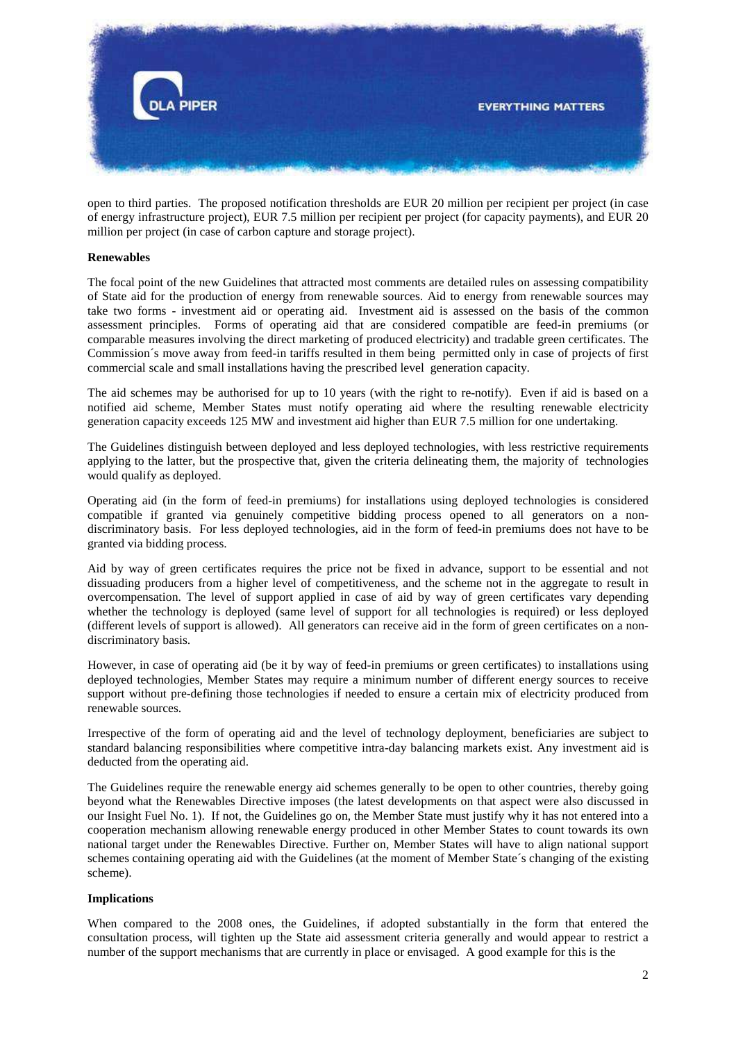open to third parties. The proposed notification thresholds are EUR 20 million per recipient per project (in case of energy infrastructure project), EUR 7.5 million per recipient per project (for capacity payments), and EUR 20 million per project (in case of carbon capture and storage project).

**Renewables**

The focal point of the new Guidelines that attracted most comments are detailed rules on assessing compatibility of State aid for the production of energy from renewable sources. Aid to energy from renewable sources may take two forms - investment aid or operating aid. Investment aid is assessed on the basis of the common assessment principles. Forms of operating aid that are considered compatible are feed-in premiums (or comparable measures involving the direct marketing of produced electricity) and tradable green certificates. The Commission´s move away from feed-in tariffs resulted in them being permitted only in case of projects of first commercial scale and small installations having the prescribed level generation capacity.

The aid schemes may be authorised for up to 10 years (with the right to re-notify). Even if aid is based on a notified aid scheme, Member States must notify operating aid where the resulting renewable electricity generation capacity exceeds 125 MW and investment aid higher than EUR 7.5 million for one undertaking.

The Guidelines distinguish between deployed and less deployed technologies, with less restrictive requirements applying to the latter, but the prospective that, given the criteria delineating them, the majority of technologies would qualify as deployed.

Operating aid (in the form of feed-in premiums) for installations using deployed technologies is considered compatible if granted via genuinely competitive bidding process opened to all generators on a non-discriminatory basis. For less deployed technologies, aid in the form of feed-in premiums does not have to be granted via bidding process.

Aid by way of green certificates requires the price not be fixed in advance, support to be essential and not dissuading producers from a higher level of competitiveness, and the scheme not in the aggregate to result in overcompensation. The level of support applied in case of aid by way of green certificates vary depending whether the technology is deployed (same level of support for all technologies is required) or less deployed (different levels of support is allowed). All generators can receive aid in the form of green certificates on a non-discriminatory basis.

However, in case of operating aid (be it by way of feed-in premiums or green certificates) to installations using deployed technologies, Member States may require a minimum number of different energy sources to receive support without pre-defining those technologies if needed to ensure a certain mix of electricity produced from renewable sources.

Irrespective of the form of operating aid and the level of technology deployment, beneficiaries are subject to standard balancing responsibilities where competitive intra-day balancing markets exist. Any investment aid is deducted from the operating aid.

The Guidelines require the renewable energy aid schemes generally to be open to other countries, thereby going beyond what the Renewables Directive imposes (the latest developments on that aspect were also discussed in our Insight Fuel No. 1). If not, the Guidelines go on, the Member State must justify why it has not entered into a cooperation mechanism allowing renewable energy produced in other Member States to count towards its own national target under the Renewables Directive. Further on, Member States will have to align national support schemes containing operating aid with the Guidelines (at the moment of Member State´s changing of the existing scheme).

**Implications**

When compared to the 2008 ones, the Guidelines, if adopted substantially in the form that entered the consultation process, will tighten up the State aid assessment criteria generally and would appear to restrict a number of the support mechanisms that are currently in place or envisaged. A good example for this is the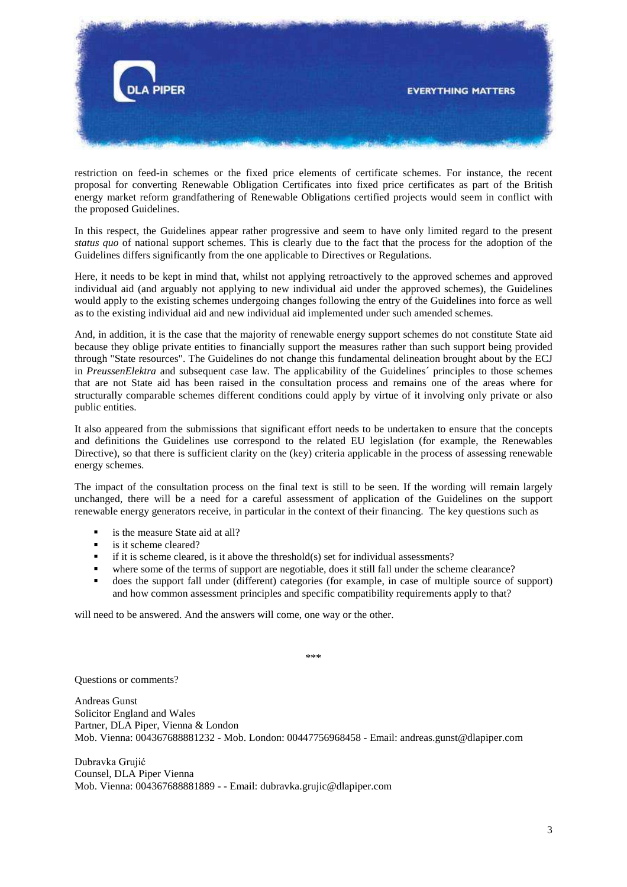restriction on feed-in schemes or the fixed price elements of certificate schemes. For instance, the recent proposal for converting Renewable Obligation Certificates into fixed price certificates as part of the British energy market reform grandfathering of Renewable Obligations certified projects would seem in conflict with the proposed Guidelines.

In this respect, the Guidelines appear rather progressive and seem to have only limited regard to the present *status quo* of national support schemes. This is clearly due to the fact that the process for the adoption of the Guidelines differs significantly from the one applicable to Directives or Regulations.

Here, it needs to be kept in mind that, whilst not applying retroactively to the approved schemes and approved individual aid (and arguably not applying to new individual aid under the approved schemes), the Guidelines would apply to the existing schemes undergoing changes following the entry of the Guidelines into force as well as to the existing individual aid and new individual aid implemented under such amended schemes.

And, in addition, it is the case that the majority of renewable energy support schemes do not constitute State aid because they oblige private entities to financially support the measures rather than such support being provided through "State resources". The Guidelines do not change this fundamental delineation brought about by the ECJ in *PreussenElektra* and subsequent case law. The applicability of the Guidelines´ principles to those schemes that are not State aid has been raised in the consultation process and remains one of the areas where for structurally comparable schemes different conditions could apply by virtue of it involving only private or also public entities.

It also appeared from the submissions that significant effort needs to be undertaken to ensure that the concepts and definitions the Guidelines use correspond to the related EU legislation (for example, the Renewables Directive), so that there is sufficient clarity on the (key) criteria applicable in the process of assessing renewable energy schemes.

The impact of the consultation process on the final text is still to be seen. If the wording will remain largely unchanged, there will be a need for a careful assessment of application of the Guidelines on the support renewable energy generators receive, in particular in the context of their financing. The key questions such as

- is the measure State aid at all?
- is it scheme cleared?
- if it is scheme cleared, is it above the threshold(s) set for individual assessments?
- where some of the terms of support are negotiable, does it still fall under the scheme clearance?
- does the support fall under (different) categories (for example, in case of multiple source of support) and how common assessment principles and specific compatibility requirements apply to that?

will need to be answered. And the answers will come, one way or the other.

\*\*\*

Questions or comments?

Andreas Gunst
Solicitor England and Wales
Partner, DLA Piper, Vienna & London
Mob. Vienna: 004367688881232 - Mob. London: 00447756968458 - Email: andreas.gunst@dlapiper.com

Dubravka Grujić
Counsel, DLA Piper Vienna
Mob. Vienna: 004367688881889 - - Email: dubravka.grujic@dlapiper.com